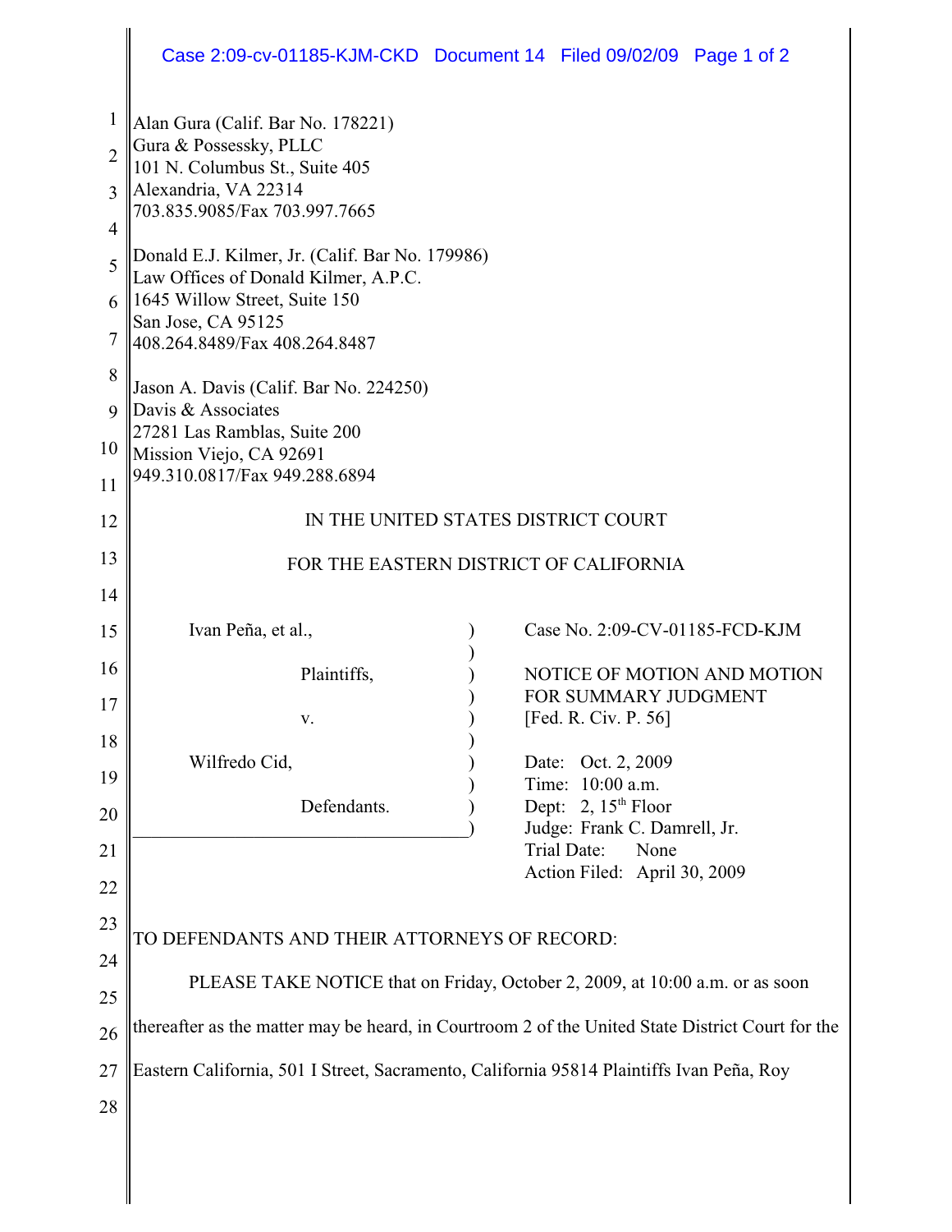Alan Gura (Calif. Bar No. 178221)
Gura & Possessky, PLLC
101 N. Columbus St., Suite 405
Alexandria, VA 22314
703.835.9085/Fax 703.997.7665

Donald E.J. Kilmer, Jr. (Calif. Bar No. 179986)
Law Offices of Donald Kilmer, A.P.C.
1645 Willow Street, Suite 150
San Jose, CA 95125
408.264.8489/Fax 408.264.8487

Jason A. Davis (Calif. Bar No. 224250)
Davis & Associates
27281 Las Ramblas, Suite 200
Mission Viejo, CA 92691
949.310.0817/Fax 949.288.6894

IN THE UNITED STATES DISTRICT COURT

FOR THE EASTERN DISTRICT OF CALIFORNIA

| | |
|---|---|
| Ivan Peña, et al., Plaintiffs, v. Wilfredo Cid, Defendants. | Case No. 2:09-CV-01185-FCD-KJM<br><br>NOTICE OF MOTION AND MOTION FOR SUMMARY JUDGMENT [Fed. R. Civ. P. 56]<br><br>Date: Oct. 2, 2009<br>Time: 10:00 a.m.<br>Dept: 2, 15th Floor<br>Judge: Frank C. Damrell, Jr.<br>Trial Date: None<br>Action Filed: April 30, 2009 |

TO DEFENDANTS AND THEIR ATTORNEYS OF RECORD:

PLEASE TAKE NOTICE that on Friday, October 2, 2009, at 10:00 a.m. or as soon thereafter as the matter may be heard, in Courtroom 2 of the United State District Court for the Eastern California, 501 I Street, Sacramento, California 95814 Plaintiffs Ivan Peña, Roy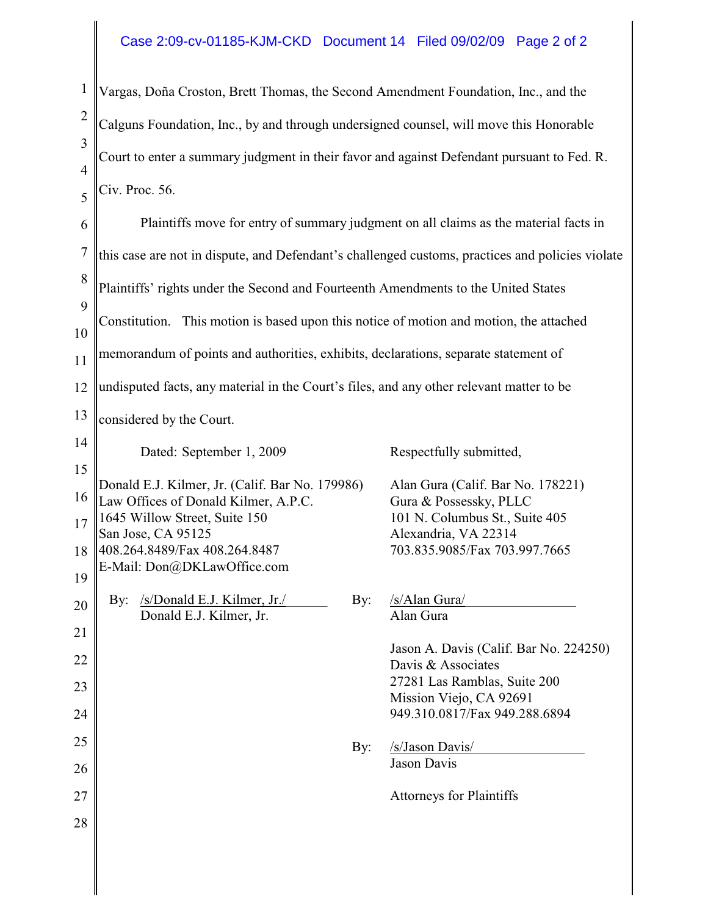Vargas, Doña Croston, Brett Thomas, the Second Amendment Foundation, Inc., and the Calguns Foundation, Inc., by and through undersigned counsel, will move this Honorable Court to enter a summary judgment in their favor and against Defendant pursuant to Fed. R. Civ. Proc. 56.

Plaintiffs move for entry of summary judgment on all claims as the material facts in this case are not in dispute, and Defendant's challenged customs, practices and policies violate Plaintiffs' rights under the Second and Fourteenth Amendments to the United States Constitution. This motion is based upon this notice of motion and motion, the attached memorandum of points and authorities, exhibits, declarations, separate statement of undisputed facts, any material in the Court's files, and any other relevant matter to be considered by the Court.

Dated: September 1, 2009

Respectfully submitted,

Donald E.J. Kilmer, Jr. (Calif. Bar No. 179986)
Law Offices of Donald Kilmer, A.P.C.
1645 Willow Street, Suite 150
San Jose, CA 95125
408.264.8489/Fax 408.264.8487
E-Mail: Don@DKLawOffice.com

By: /s/Donald E.J. Kilmer, Jr./
Donald E.J. Kilmer, Jr.

Alan Gura (Calif. Bar No. 178221)
Gura & Possessky, PLLC
101 N. Columbus St., Suite 405
Alexandria, VA 22314
703.835.9085/Fax 703.997.7665

By: /s/Alan Gura/
Alan Gura

Jason A. Davis (Calif. Bar No. 224250)
Davis & Associates
27281 Las Ramblas, Suite 200
Mission Viejo, CA 92691
949.310.0817/Fax 949.288.6894

By: /s/Jason Davis/
Jason Davis

Attorneys for Plaintiffs